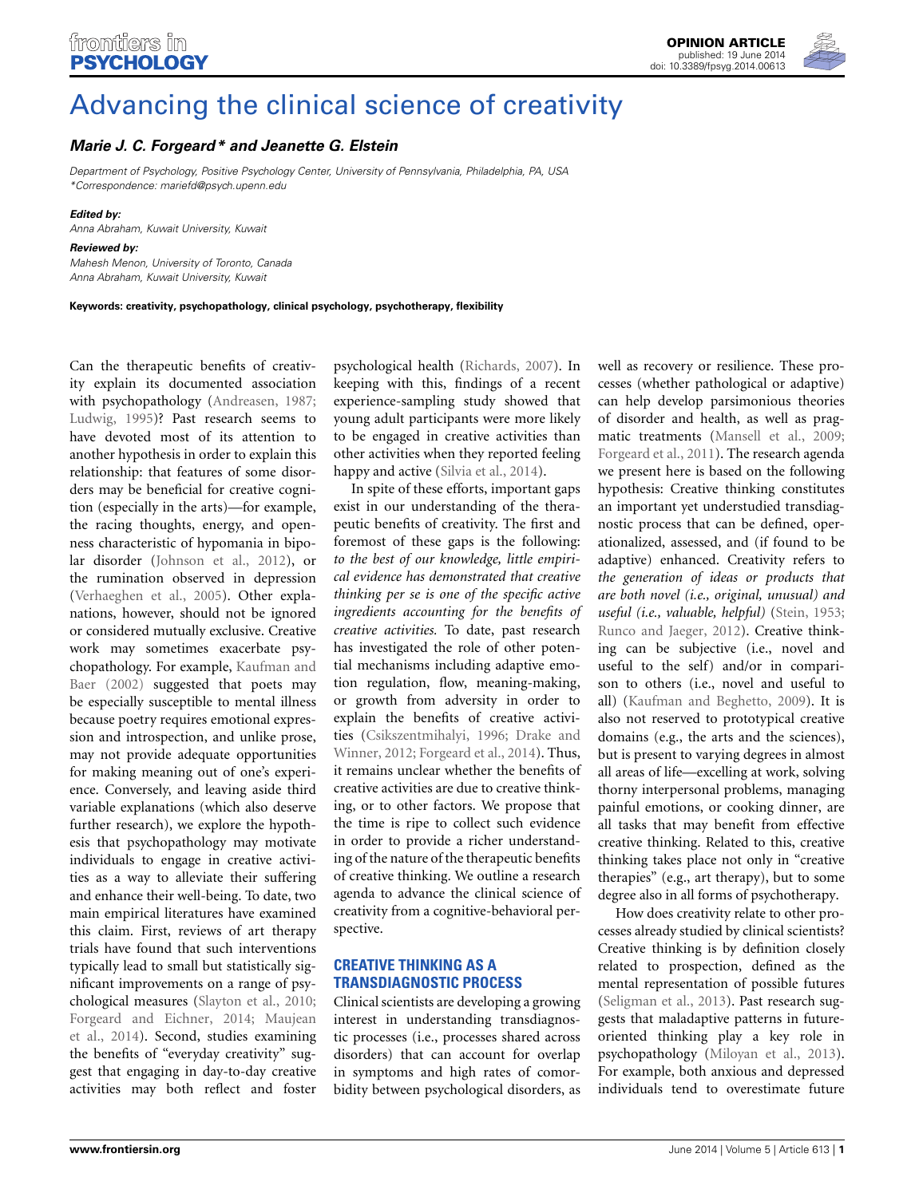# Advancing the clinical science of creativity

***Marie J. C. Forgeard\* and Jeanette G. Elstein***

*Department of Psychology, Positive Psychology Center, University of Pennsylvania, Philadelphia, PA, USA*
*\*Correspondence: mariefd@psych.upenn.edu*

***Edited by:***
*Anna Abraham, Kuwait University, Kuwait*

***Reviewed by:***
*Mahesh Menon, University of Toronto, Canada*
*Anna Abraham, Kuwait University, Kuwait*

**Keywords: creativity, psychopathology, clinical psychology, psychotherapy, flexibility**

Can the therapeutic benefits of creativity explain its documented association with psychopathology (Andreasen, 1987; Ludwig, 1995)? Past research seems to have devoted most of its attention to another hypothesis in order to explain this relationship: that features of some disorders may be beneficial for creative cognition (especially in the arts)—for example, the racing thoughts, energy, and openness characteristic of hypomania in bipolar disorder (Johnson et al., 2012), or the rumination observed in depression (Verhaeghen et al., 2005). Other explanations, however, should not be ignored or considered mutually exclusive. Creative work may sometimes exacerbate psychopathology. For example, Kaufman and Baer (2002) suggested that poets may be especially susceptible to mental illness because poetry requires emotional expression and introspection, and unlike prose, may not provide adequate opportunities for making meaning out of one's experience. Conversely, and leaving aside third variable explanations (which also deserve further research), we explore the hypothesis that psychopathology may motivate individuals to engage in creative activities as a way to alleviate their suffering and enhance their well-being. To date, two main empirical literatures have examined this claim. First, reviews of art therapy trials have found that such interventions typically lead to small but statistically significant improvements on a range of psychological measures (Slayton et al., 2010; Forgeard and Eichner, 2014; Maujean et al., 2014). Second, studies examining the benefits of "everyday creativity" suggest that engaging in day-to-day creative activities may both reflect and foster psychological health (Richards, 2007). In keeping with this, findings of a recent experience-sampling study showed that young adult participants were more likely to be engaged in creative activities than other activities when they reported feeling happy and active (Silvia et al., 2014).

In spite of these efforts, important gaps exist in our understanding of the therapeutic benefits of creativity. The first and foremost of these gaps is the following: *to the best of our knowledge, little empirical evidence has demonstrated that creative thinking per se is one of the specific active ingredients accounting for the benefits of creative activities*. To date, past research has investigated the role of other potential mechanisms including adaptive emotion regulation, flow, meaning-making, or growth from adversity in order to explain the benefits of creative activities (Csikszentmihalyi, 1996; Drake and Winner, 2012; Forgeard et al., 2014). Thus, it remains unclear whether the benefits of creative activities are due to creative thinking, or to other factors. We propose that the time is ripe to collect such evidence in order to provide a richer understanding of the nature of the therapeutic benefits of creative thinking. We outline a research agenda to advance the clinical science of creativity from a cognitive-behavioral perspective.

## CREATIVE THINKING AS A TRANSDIAGNOSTIC PROCESS

Clinical scientists are developing a growing interest in understanding transdiagnostic processes (i.e., processes shared across disorders) that can account for overlap in symptoms and high rates of comorbidity between psychological disorders, as well as recovery or resilience. These processes (whether pathological or adaptive) can help develop parsimonious theories of disorder and health, as well as pragmatic treatments (Mansell et al., 2009; Forgeard et al., 2011). The research agenda we present here is based on the following hypothesis: Creative thinking constitutes an important yet understudied transdiagnostic process that can be defined, operationalized, assessed, and (if found to be adaptive) enhanced. Creativity refers to *the generation of ideas or products that are both novel (i.e., original, unusual) and useful (i.e., valuable, helpful)* (Stein, 1953; Runco and Jaeger, 2012). Creative thinking can be subjective (i.e., novel and useful to the self) and/or in comparison to others (i.e., novel and useful to all) (Kaufman and Beghetto, 2009). It is also not reserved to prototypical creative domains (e.g., the arts and the sciences), but is present to varying degrees in almost all areas of life—excelling at work, solving thorny interpersonal problems, managing painful emotions, or cooking dinner, are all tasks that may benefit from effective creative thinking. Related to this, creative thinking takes place not only in "creative therapies" (e.g., art therapy), but to some degree also in all forms of psychotherapy.

How does creativity relate to other processes already studied by clinical scientists? Creative thinking is by definition closely related to prospection, defined as the mental representation of possible futures (Seligman et al., 2013). Past research suggests that maladaptive patterns in future-oriented thinking play a key role in psychopathology (Miloyan et al., 2013). For example, both anxious and depressed individuals tend to overestimate future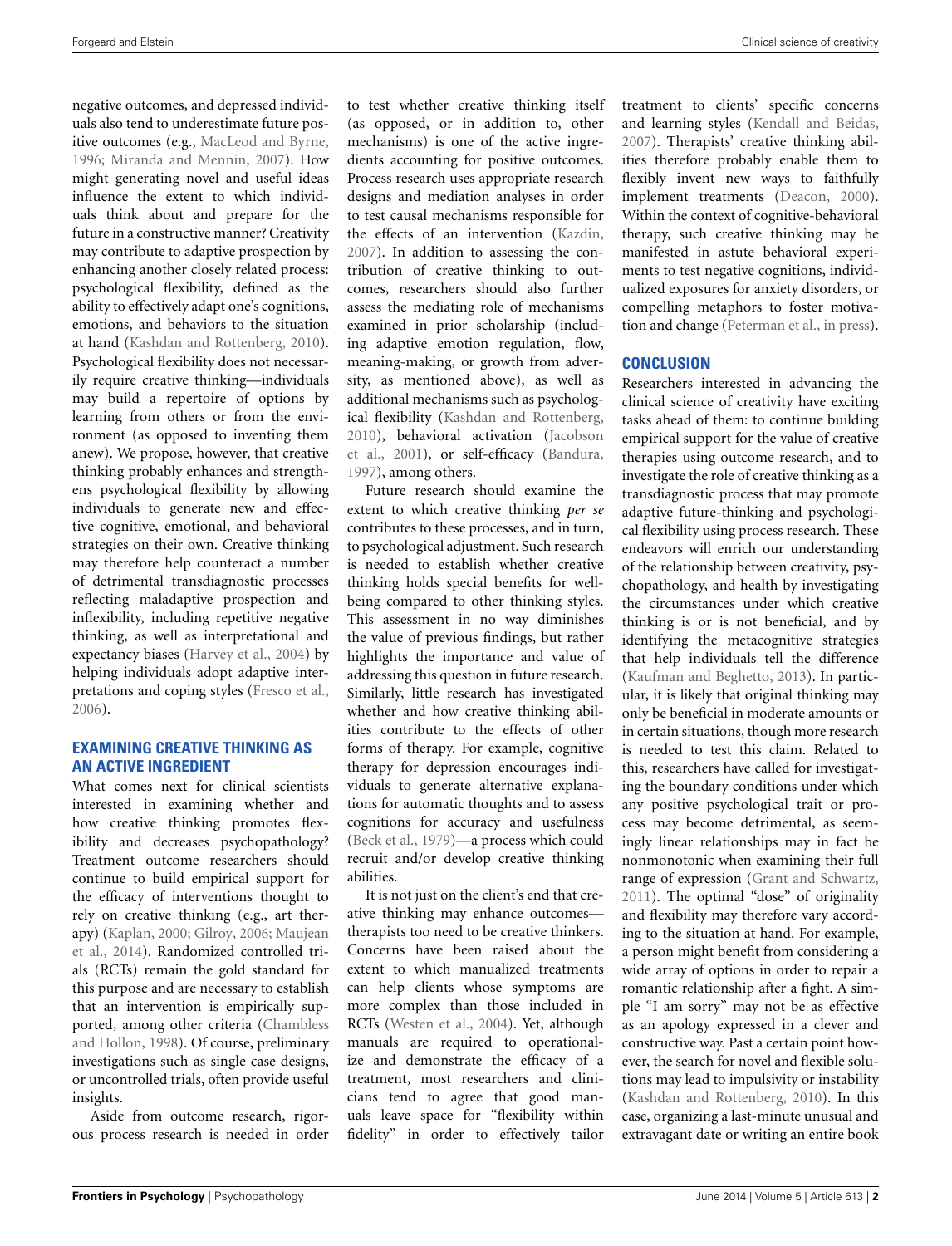negative outcomes, and depressed individuals also tend to underestimate future positive outcomes (e.g., MacLeod and Byrne, 1996; Miranda and Mennin, 2007). How might generating novel and useful ideas influence the extent to which individuals think about and prepare for the future in a constructive manner? Creativity may contribute to adaptive prospection by enhancing another closely related process: psychological flexibility, defined as the ability to effectively adapt one's cognitions, emotions, and behaviors to the situation at hand (Kashdan and Rottenberg, 2010). Psychological flexibility does not necessarily require creative thinking—individuals may build a repertoire of options by learning from others or from the environment (as opposed to inventing them anew). We propose, however, that creative thinking probably enhances and strengthens psychological flexibility by allowing individuals to generate new and effective cognitive, emotional, and behavioral strategies on their own. Creative thinking may therefore help counteract a number of detrimental transdiagnostic processes reflecting maladaptive prospection and inflexibility, including repetitive negative thinking, as well as interpretational and expectancy biases (Harvey et al., 2004) by helping individuals adopt adaptive interpretations and coping styles (Fresco et al., 2006).

## EXAMINING CREATIVE THINKING AS AN ACTIVE INGREDIENT

What comes next for clinical scientists interested in examining whether and how creative thinking promotes flexibility and decreases psychopathology? Treatment outcome researchers should continue to build empirical support for the efficacy of interventions thought to rely on creative thinking (e.g., art therapy) (Kaplan, 2000; Gilroy, 2006; Maujean et al., 2014). Randomized controlled trials (RCTs) remain the gold standard for this purpose and are necessary to establish that an intervention is empirically supported, among other criteria (Chambless and Hollon, 1998). Of course, preliminary investigations such as single case designs, or uncontrolled trials, often provide useful insights.

Aside from outcome research, rigorous process research is needed in order to test whether creative thinking itself (as opposed, or in addition to, other mechanisms) is one of the active ingredients accounting for positive outcomes. Process research uses appropriate research designs and mediation analyses in order to test causal mechanisms responsible for the effects of an intervention (Kazdin, 2007). In addition to assessing the contribution of creative thinking to outcomes, researchers should also further assess the mediating role of mechanisms examined in prior scholarship (including adaptive emotion regulation, flow, meaning-making, or growth from adversity, as mentioned above), as well as additional mechanisms such as psychological flexibility (Kashdan and Rottenberg, 2010), behavioral activation (Jacobson et al., 2001), or self-efficacy (Bandura, 1997), among others.

Future research should examine the extent to which creative thinking *per se* contributes to these processes, and in turn, to psychological adjustment. Such research is needed to establish whether creative thinking holds special benefits for well-being compared to other thinking styles. This assessment in no way diminishes the value of previous findings, but rather highlights the importance and value of addressing this question in future research. Similarly, little research has investigated whether and how creative thinking abilities contribute to the effects of other forms of therapy. For example, cognitive therapy for depression encourages individuals to generate alternative explanations for automatic thoughts and to assess cognitions for accuracy and usefulness (Beck et al., 1979)—a process which could recruit and/or develop creative thinking abilities.

It is not just on the client's end that creative thinking may enhance outcomes—therapists too need to be creative thinkers. Concerns have been raised about the extent to which manualized treatments can help clients whose symptoms are more complex than those included in RCTs (Westen et al., 2004). Yet, although manuals are required to operationalize and demonstrate the efficacy of a treatment, most researchers and clinicians tend to agree that good manuals leave space for "flexibility within fidelity" in order to effectively tailor treatment to clients' specific concerns and learning styles (Kendall and Beidas, 2007). Therapists' creative thinking abilities therefore probably enable them to flexibly invent new ways to faithfully implement treatments (Deacon, 2000). Within the context of cognitive-behavioral therapy, such creative thinking may be manifested in astute behavioral experiments to test negative cognitions, individualized exposures for anxiety disorders, or compelling metaphors to foster motivation and change (Peterman et al., in press).

## CONCLUSION

Researchers interested in advancing the clinical science of creativity have exciting tasks ahead of them: to continue building empirical support for the value of creative therapies using outcome research, and to investigate the role of creative thinking as a transdiagnostic process that may promote adaptive future-thinking and psychological flexibility using process research. These endeavors will enrich our understanding of the relationship between creativity, psychopathology, and health by investigating the circumstances under which creative thinking is or is not beneficial, and by identifying the metacognitive strategies that help individuals tell the difference (Kaufman and Beghetto, 2013). In particular, it is likely that original thinking may only be beneficial in moderate amounts or in certain situations, though more research is needed to test this claim. Related to this, researchers have called for investigating the boundary conditions under which any positive psychological trait or process may become detrimental, as seemingly linear relationships may in fact be nonmonotonic when examining their full range of expression (Grant and Schwartz, 2011). The optimal "dose" of originality and flexibility may therefore vary according to the situation at hand. For example, a person might benefit from considering a wide array of options in order to repair a romantic relationship after a fight. A simple "I am sorry" may not be as effective as an apology expressed in a clever and constructive way. Past a certain point however, the search for novel and flexible solutions may lead to impulsivity or instability (Kashdan and Rottenberg, 2010). In this case, organizing a last-minute unusual and extravagant date or writing an entire book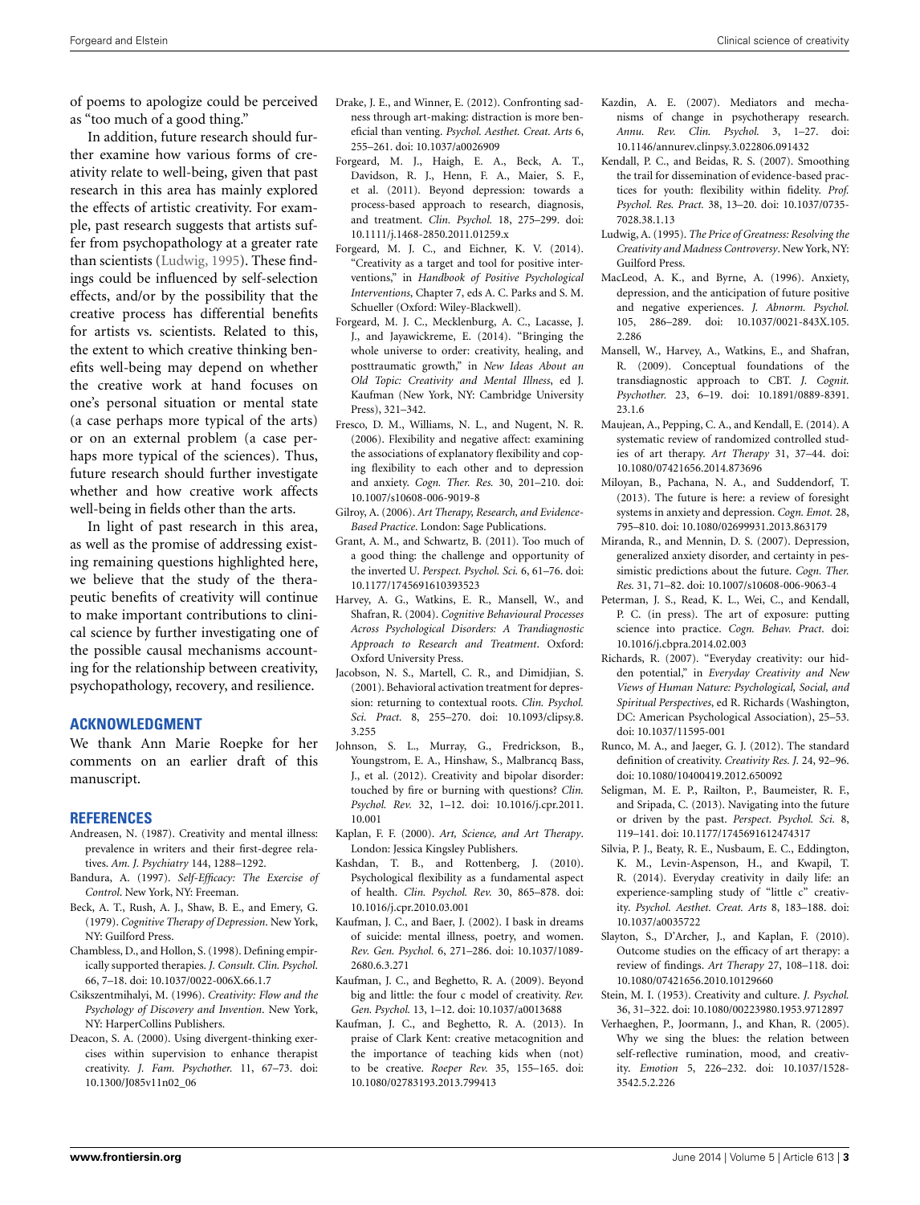of poems to apologize could be perceived as "too much of a good thing."

In addition, future research should further examine how various forms of creativity relate to well-being, given that past research in this area has mainly explored the effects of artistic creativity. For example, past research suggests that artists suffer from psychopathology at a greater rate than scientists (Ludwig, 1995). These findings could be influenced by self-selection effects, and/or by the possibility that the creative process has differential benefits for artists vs. scientists. Related to this, the extent to which creative thinking benefits well-being may depend on whether the creative work at hand focuses on one's personal situation or mental state (a case perhaps more typical of the arts) or on an external problem (a case perhaps more typical of the sciences). Thus, future research should further investigate whether and how creative work affects well-being in fields other than the arts.

In light of past research in this area, as well as the promise of addressing existing remaining questions highlighted here, we believe that the study of the therapeutic benefits of creativity will continue to make important contributions to clinical science by further investigating one of the possible causal mechanisms accounting for the relationship between creativity, psychopathology, recovery, and resilience.

## ACKNOWLEDGMENT

We thank Ann Marie Roepke for her comments on an earlier draft of this manuscript.

## REFERENCES

Andreasen, N. (1987). Creativity and mental illness: prevalence in writers and their first-degree relatives. *Am. J. Psychiatry* 144, 1288–1292.

Bandura, A. (1997). *Self-Efficacy: The Exercise of Control*. New York, NY: Freeman.

Beck, A. T., Rush, A. J., Shaw, B. E., and Emery, G. (1979). *Cognitive Therapy of Depression*. New York, NY: Guilford Press.

Chambless, D., and Hollon, S. (1998). Defining empirically supported therapies. *J. Consult. Clin. Psychol.* 66, 7–18. doi: 10.1037/0022-006X.66.1.7

Csikszentmihalyi, M. (1996). *Creativity: Flow and the Psychology of Discovery and Invention*. New York, NY: HarperCollins Publishers.

Deacon, S. A. (2000). Using divergent-thinking exercises within supervision to enhance therapist creativity. *J. Fam. Psychother.* 11, 67–73. doi: 10.1300/J085v11n02_06

Drake, J. E., and Winner, E. (2012). Confronting sadness through art-making: distraction is more beneficial than venting. *Psychol. Aesthet. Creat. Arts* 6, 255–261. doi: 10.1037/a0026909

Forgeard, M. J., Haigh, E. A., Beck, A. T., Davidson, R. J., Henn, F. A., Maier, S. F., et al. (2011). Beyond depression: towards a process-based approach to research, diagnosis, and treatment. *Clin. Psychol.* 18, 275–299. doi: 10.1111/j.1468-2850.2011.01259.x

Forgeard, M. J. C., and Eichner, K. V. (2014). "Creativity as a target and tool for positive interventions," in *Handbook of Positive Psychological Interventions*, Chapter 7, eds A. C. Parks and S. M. Schueller (Oxford: Wiley-Blackwell).

Forgeard, M. J. C., Mecklenburg, A. C., Lacasse, J. J., and Jayawickreme, E. (2014). "Bringing the whole universe to order: creativity, healing, and posttraumatic growth," in *New Ideas About an Old Topic: Creativity and Mental Illness*, ed J. Kaufman (New York, NY: Cambridge University Press), 321–342.

Fresco, D. M., Williams, N. L., and Nugent, N. R. (2006). Flexibility and negative affect: examining the associations of explanatory flexibility and coping flexibility to each other and to depression and anxiety. *Cogn. Ther. Res.* 30, 201–210. doi: 10.1007/s10608-006-9019-8

Gilroy, A. (2006). *Art Therapy, Research, and Evidence-Based Practice*. London: Sage Publications.

Grant, A. M., and Schwartz, B. (2011). Too much of a good thing: the challenge and opportunity of the inverted U. *Perspect. Psychol. Sci.* 6, 61–76. doi: 10.1177/1745691610393523

Harvey, A. G., Watkins, E. R., Mansell, W., and Shafran, R. (2004). *Cognitive Behavioural Processes Across Psychological Disorders: A Trandiagnostic Approach to Research and Treatment*. Oxford: Oxford University Press.

Jacobson, N. S., Martell, C. R., and Dimidjian, S. (2001). Behavioral activation treatment for depression: returning to contextual roots. *Clin. Psychol. Sci. Pract.* 8, 255–270. doi: 10.1093/clipsy.8.3.255

Johnson, S. L., Murray, G., Fredrickson, B., Youngstrom, E. A., Hinshaw, S., Malbrancq Bass, J., et al. (2012). Creativity and bipolar disorder: touched by fire or burning with questions? *Clin. Psychol. Rev.* 32, 1–12. doi: 10.1016/j.cpr.2011.10.001

Kaplan, F. F. (2000). *Art, Science, and Art Therapy*. London: Jessica Kingsley Publishers.

Kashdan, T. B., and Rottenberg, J. (2010). Psychological flexibility as a fundamental aspect of health. *Clin. Psychol. Rev.* 30, 865–878. doi: 10.1016/j.cpr.2010.03.001

Kaufman, J. C., and Baer, J. (2002). I bask in dreams of suicide: mental illness, poetry, and women. *Rev. Gen. Psychol.* 6, 271–286. doi: 10.1037/1089-2680.6.3.271

Kaufman, J. C., and Beghetto, R. A. (2009). Beyond big and little: the four c model of creativity. *Rev. Gen. Psychol.* 13, 1–12. doi: 10.1037/a0013688

Kaufman, J. C., and Beghetto, R. A. (2013). In praise of Clark Kent: creative metacognition and the importance of teaching kids when (not) to be creative. *Roeper Rev.* 35, 155–165. doi: 10.1080/02783193.2013.799413

Kazdin, A. E. (2007). Mediators and mechanisms of change in psychotherapy research. *Annu. Rev. Clin. Psychol.* 3, 1–27. doi: 10.1146/annurev.clinpsy.3.022806.091432

Kendall, P. C., and Beidas, R. S. (2007). Smoothing the trail for dissemination of evidence-based practices for youth: flexibility within fidelity. *Prof. Psychol. Res. Pract.* 38, 13–20. doi: 10.1037/0735-7028.38.1.13

Ludwig, A. (1995). *The Price of Greatness: Resolving the Creativity and Madness Controversy*. New York, NY: Guilford Press.

MacLeod, A. K., and Byrne, A. (1996). Anxiety, depression, and the anticipation of future positive and negative experiences. *J. Abnorm. Psychol.* 105, 286–289. doi: 10.1037/0021-843X.105.2.286

Mansell, W., Harvey, A., Watkins, E., and Shafran, R. (2009). Conceptual foundations of the transdiagnostic approach to CBT. *J. Cognit. Psychother.* 23, 6–19. doi: 10.1891/0889-8391.23.1.6

Maujean, A., Pepping, C. A., and Kendall, E. (2014). A systematic review of randomized controlled studies of art therapy. *Art Therapy* 31, 37–44. doi: 10.1080/07421656.2014.873696

Miloyan, B., Pachana, N. A., and Suddendorf, T. (2013). The future is here: a review of foresight systems in anxiety and depression. *Cogn. Emot.* 28, 795–810. doi: 10.1080/02699931.2013.863179

Miranda, R., and Mennin, D. S. (2007). Depression, generalized anxiety disorder, and certainty in pessimistic predictions about the future. *Cogn. Ther. Res.* 31, 71–82. doi: 10.1007/s10608-006-9063-4

Peterman, J. S., Read, K. L., Wei, C., and Kendall, P. C. (in press). The art of exposure: putting science into practice. *Cogn. Behav. Pract*. doi: 10.1016/j.cbpra.2014.02.003

Richards, R. (2007). "Everyday creativity: our hidden potential," in *Everyday Creativity and New Views of Human Nature: Psychological, Social, and Spiritual Perspectives*, ed R. Richards (Washington, DC: American Psychological Association), 25–53. doi: 10.1037/11595-001

Runco, M. A., and Jaeger, G. J. (2012). The standard definition of creativity. *Creativity Res. J.* 24, 92–96. doi: 10.1080/10400419.2012.650092

Seligman, M. E. P., Railton, P., Baumeister, R. F., and Sripada, C. (2013). Navigating into the future or driven by the past. *Perspect. Psychol. Sci.* 8, 119–141. doi: 10.1177/1745691612474317

Silvia, P. J., Beaty, R. E., Nusbaum, E. C., Eddington, K. M., Levin-Aspenson, H., and Kwapil, T. R. (2014). Everyday creativity in daily life: an experience-sampling study of "little c" creativity. *Psychol. Aesthet. Creat. Arts* 8, 183–188. doi: 10.1037/a0035722

Slayton, S., D'Archer, J., and Kaplan, F. (2010). Outcome studies on the efficacy of art therapy: a review of findings. *Art Therapy* 27, 108–118. doi: 10.1080/07421656.2010.10129660

Stein, M. I. (1953). Creativity and culture. *J. Psychol.* 36, 31–322. doi: 10.1080/00223980.1953.9712897

Verhaeghen, P., Joormann, J., and Khan, R. (2005). Why we sing the blues: the relation between self-reflective rumination, mood, and creativity. *Emotion* 5, 226–232. doi: 10.1037/1528-3542.5.2.226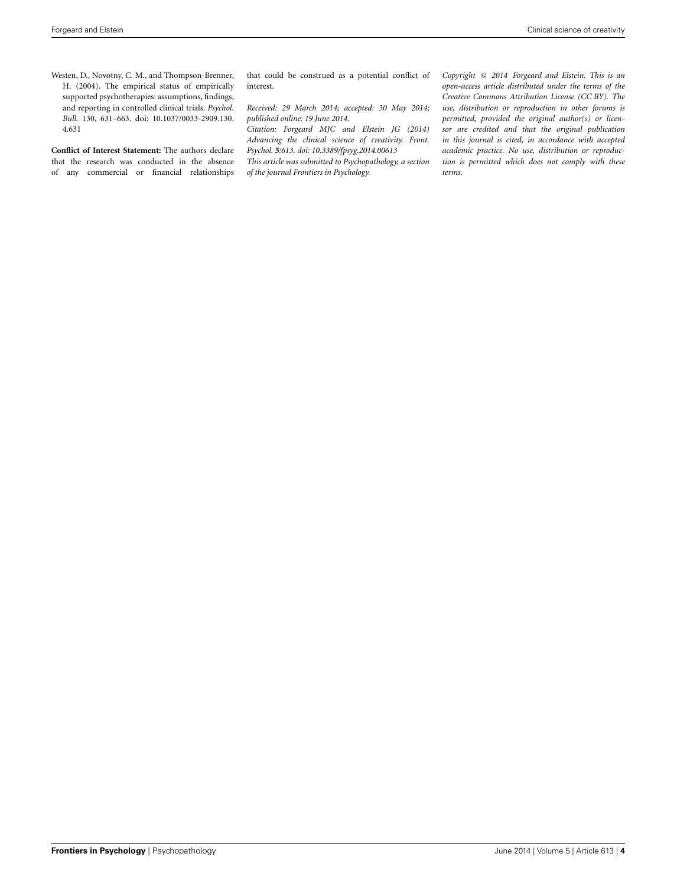Westen, D., Novotny, C. M., and Thompson-Brenner, H. (2004). The empirical status of empirically supported psychotherapies: assumptions, findings, and reporting in controlled clinical trials. *Psychol. Bull.* 130, 631–663. doi: 10.1037/0033-2909.130.4.631

**Conflict of Interest Statement:** The authors declare that the research was conducted in the absence of any commercial or financial relationships that could be construed as a potential conflict of interest.

*Received: 29 March 2014; accepted: 30 May 2014; published online: 19 June 2014.*

*Citation: Forgeard MJC and Elstein JG (2014) Advancing the clinical science of creativity. Front. Psychol.* ***5****:613. doi: 10.3389/fpsyg.2014.00613*

*This article was submitted to Psychopathology, a section of the journal Frontiers in Psychology.*

*Copyright © 2014 Forgeard and Elstein. This is an open-access article distributed under the terms of the Creative Commons Attribution License (CC BY). The use, distribution or reproduction in other forums is permitted, provided the original author(s) or licensor are credited and that the original publication in this journal is cited, in accordance with accepted academic practice. No use, distribution or reproduction is permitted which does not comply with these terms.*